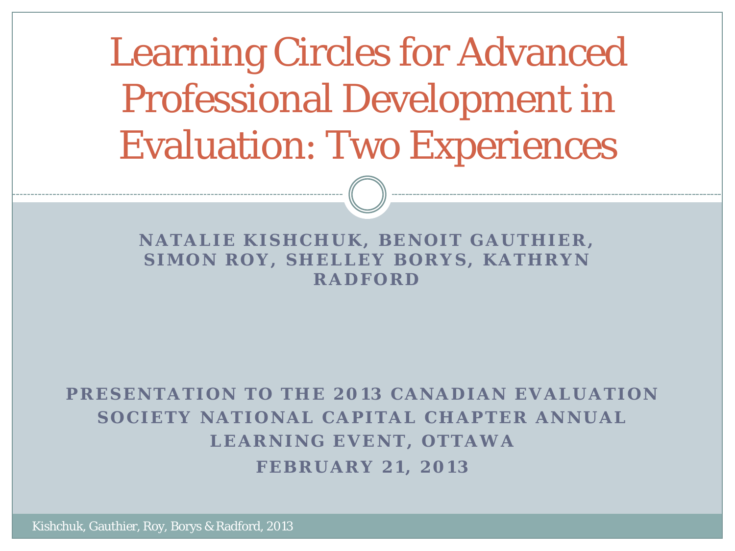# Learning Circles for Advanced Professional Development in Evaluation: Two Experiences

**NATALIE KISHCHUK, BENOIT GAUTHIER, SIMON ROY, SHELLEY BORYS, KATHRYN RADFORD**

**PRESENTATION TO THE 2013 CANADIAN EVALUATION SOCIETY NATIONAL CAPITAL CHAPTER ANNUAL LEARNING EVENT, OTTAWA**

**FEBRUARY 21, 2013**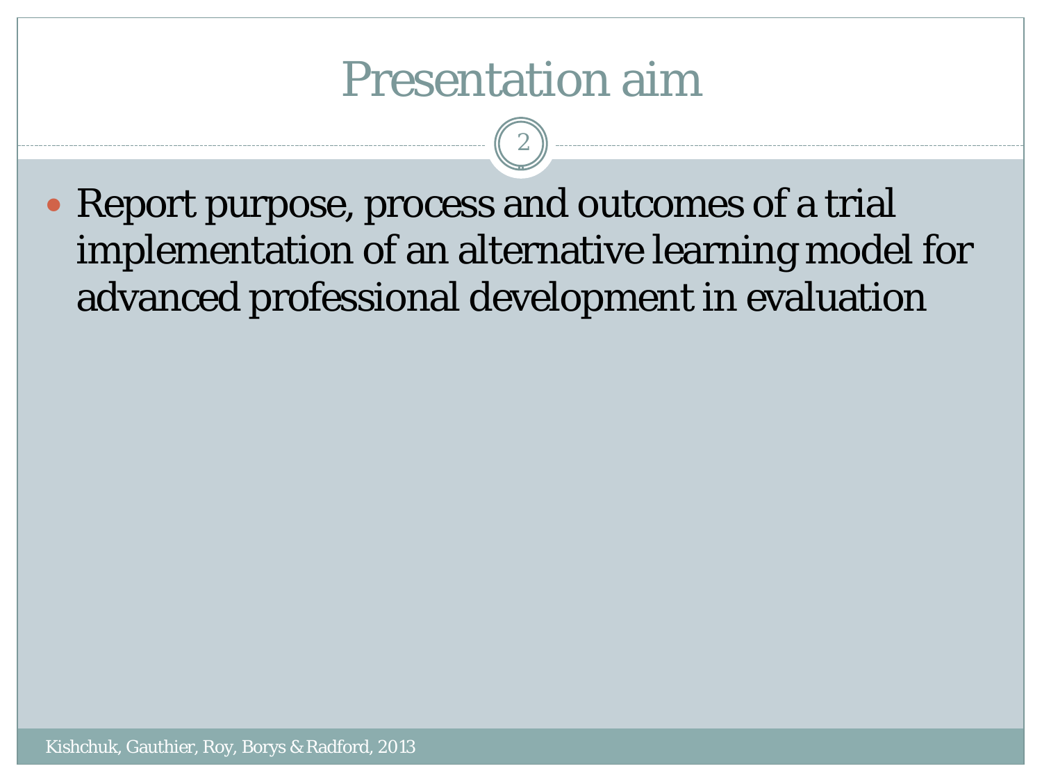# Presentation aim

- Report purpose, process and outcomes of a trial implementation of an alternative learning model for advanced professional development in evaluation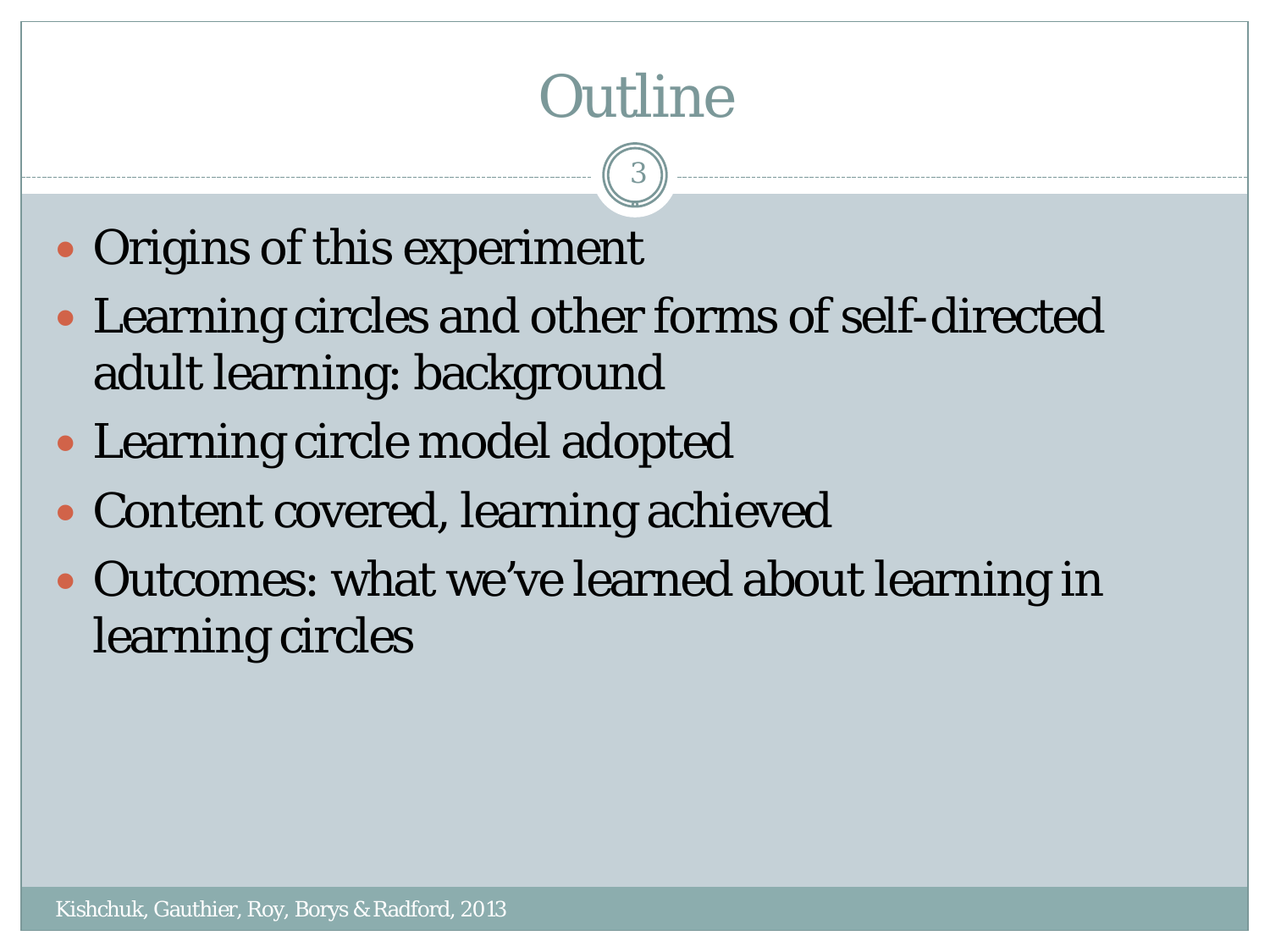# Outline

- Origins of this experiment
- Learning circles and other forms of self-directed adult learning: background
- Learning circle model adopted
- Content covered, learning achieved
- Outcomes: what we've learned about learning in learning circles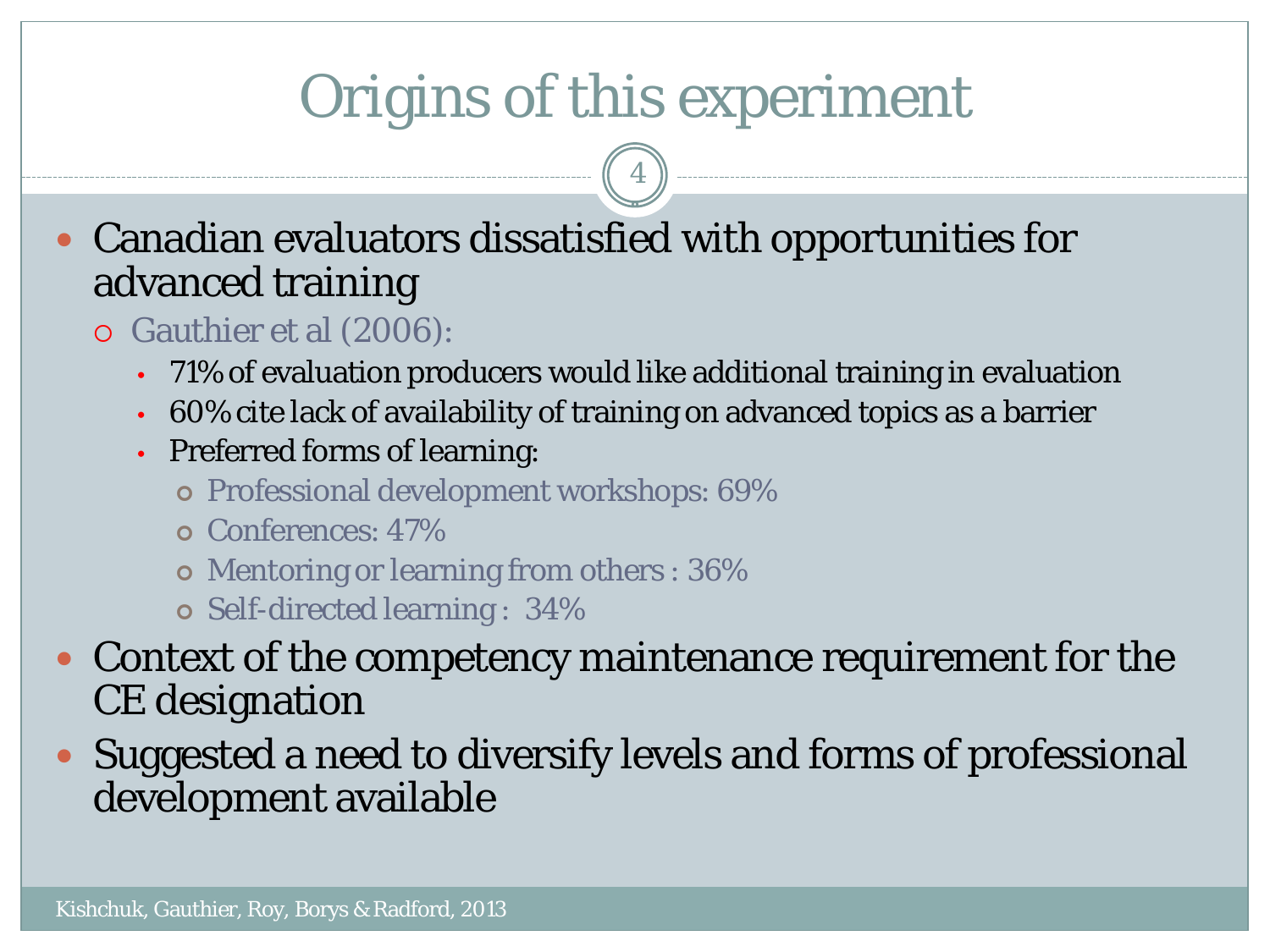# Origins of this experiment

- Canadian evaluators dissatisfied with opportunities for advanced training
  - Gauthier et al (2006):
    - 71% of evaluation producers would like additional training in evaluation
    - 60% cite lack of availability of training on advanced topics as a barrier
    - Preferred forms of learning:
      - Professional development workshops: 69%
      - Conferences: 47%
      - Mentoring or learning from others : 36%
      - Self-directed learning : 34%
- Context of the competency maintenance requirement for the CE designation
- Suggested a need to diversify levels and forms of professional development available

Kishchuk, Gauthier, Roy, Borys & Radford, 2013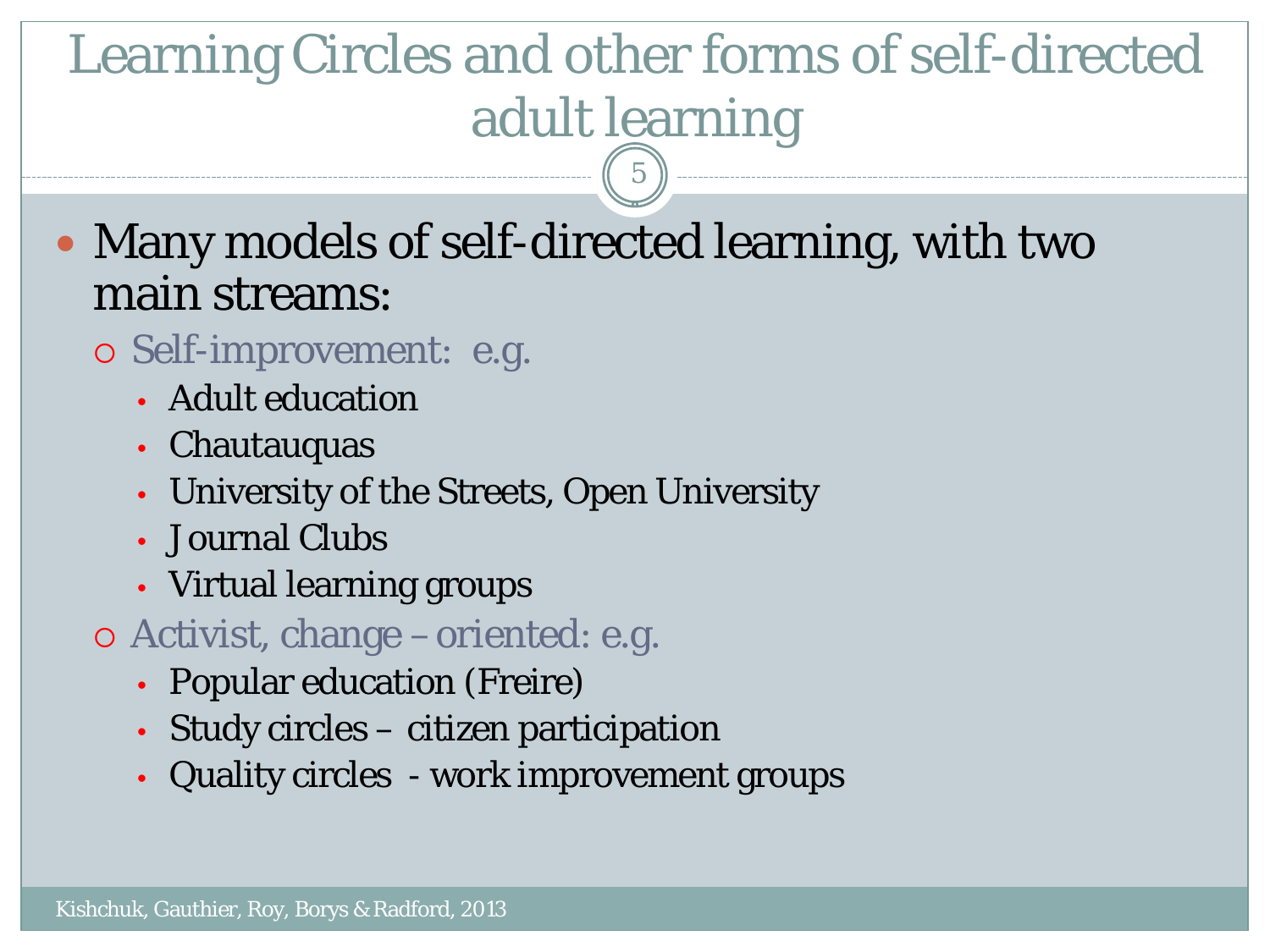# Learning Circles and other forms of self-directed adult learning

- Many models of self-directed learning, with two main streams:
  - Self-improvement: e.g.
    - Adult education
    - Chautauquas
    - University of the Streets, Open University
    - Journal Clubs
    - Virtual learning groups
  - Activist, change – oriented: e.g.
    - Popular education (Freire)
    - Study circles – citizen participation
    - Quality circles - work improvement groups

Kishchuk, Gauthier, Roy, Borys & Radford, 2013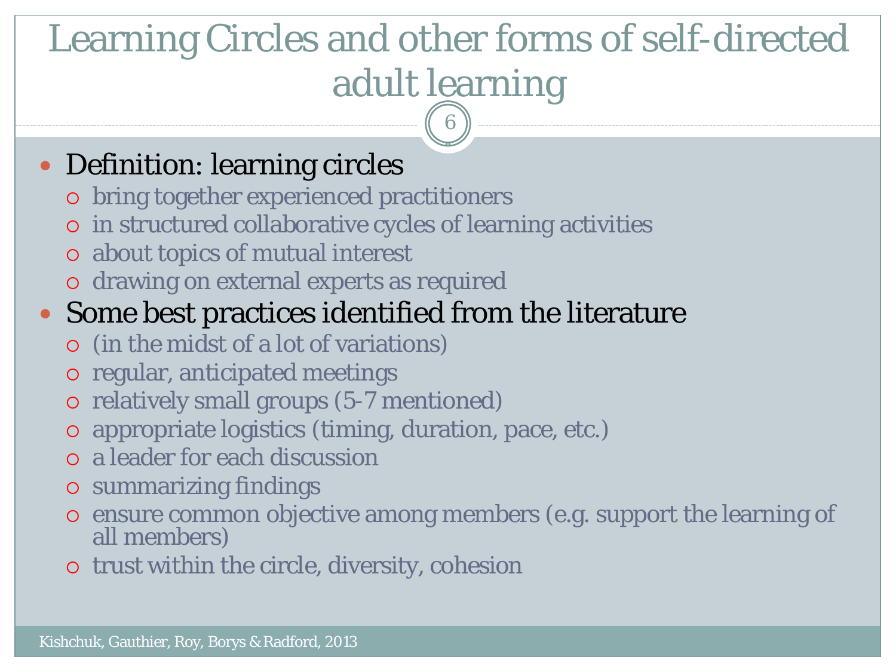# Learning Circles and other forms of self-directed adult learning

- Definition: learning circles
  - bring together experienced practitioners
  - in structured collaborative cycles of learning activities
  - about topics of mutual interest
  - drawing on external experts as required
- Some best practices identified from the literature
  - (in the midst of a lot of variations)
  - regular, anticipated meetings
  - relatively small groups (5-7 mentioned)
  - appropriate logistics (timing, duration, pace, etc.)
  - a leader for each discussion
  - summarizing findings
  - ensure common objective among members (e.g. support the learning of all members)
  - trust within the circle, diversity, cohesion

Kishchuk, Gauthier, Roy, Borys & Radford, 2013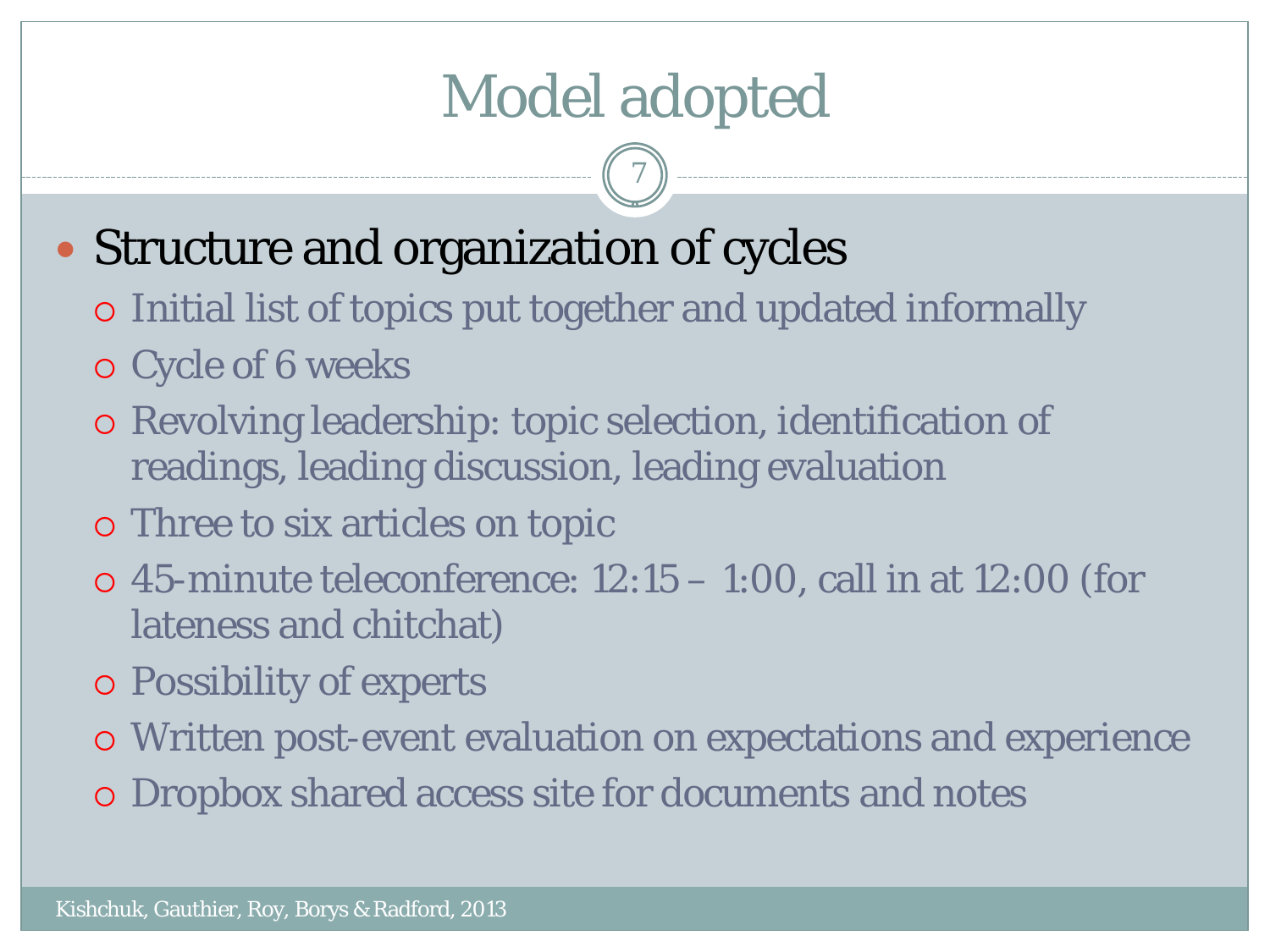# Model adopted

- Structure and organization of cycles
  - Initial list of topics put together and updated informally
  - Cycle of 6 weeks
  - Revolving leadership: topic selection, identification of readings, leading discussion, leading evaluation
  - Three to six articles on topic
  - 45-minute teleconference: 12:15 – 1:00, call in at 12:00 (for lateness and chitchat)
  - Possibility of experts
  - Written post-event evaluation on expectations and experience
  - Dropbox shared access site for documents and notes

Kishchuk, Gauthier, Roy, Borys & Radford, 2013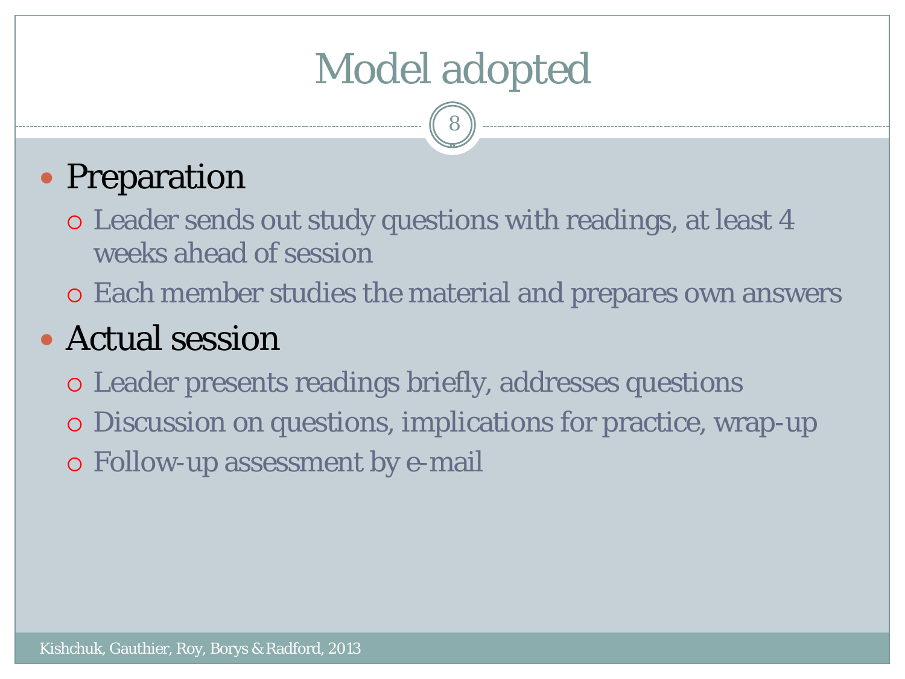# Model adopted

- Preparation
  - Leader sends out study questions with readings, at least 4 weeks ahead of session
  - Each member studies the material and prepares own answers
- Actual session
  - Leader presents readings briefly, addresses questions
  - Discussion on questions, implications for practice, wrap-up
  - Follow-up assessment by e-mail

Kishchuk, Gauthier, Roy, Borys & Radford, 2013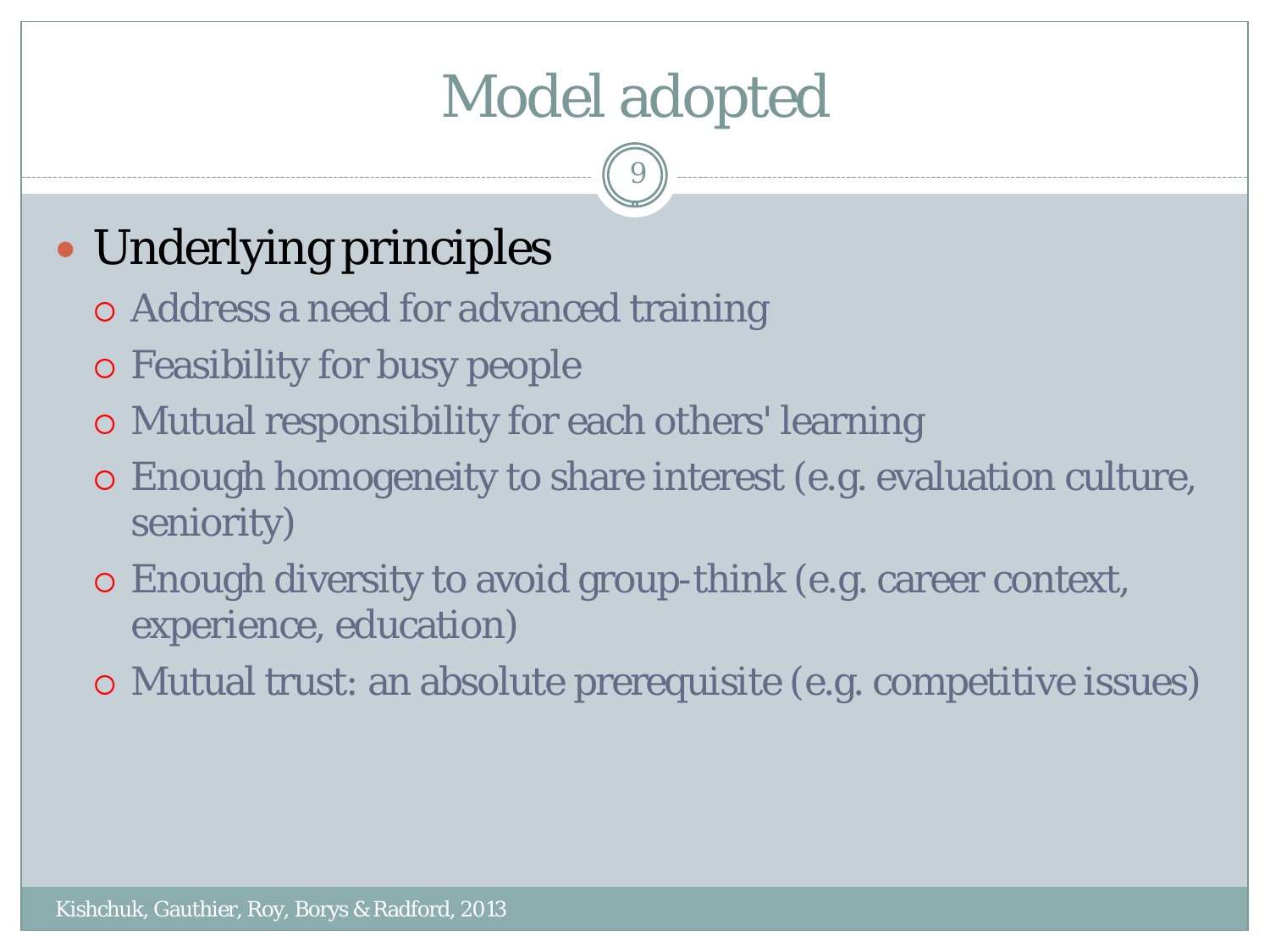# Model adopted

- Underlying principles
  - Address a need for advanced training
  - Feasibility for busy people
  - Mutual responsibility for each others' learning
  - Enough homogeneity to share interest (e.g. evaluation culture, seniority)
  - Enough diversity to avoid group-think (e.g. career context, experience, education)
  - Mutual trust: an absolute prerequisite (e.g. competitive issues)

Kishchuk, Gauthier, Roy, Borys & Radford, 2013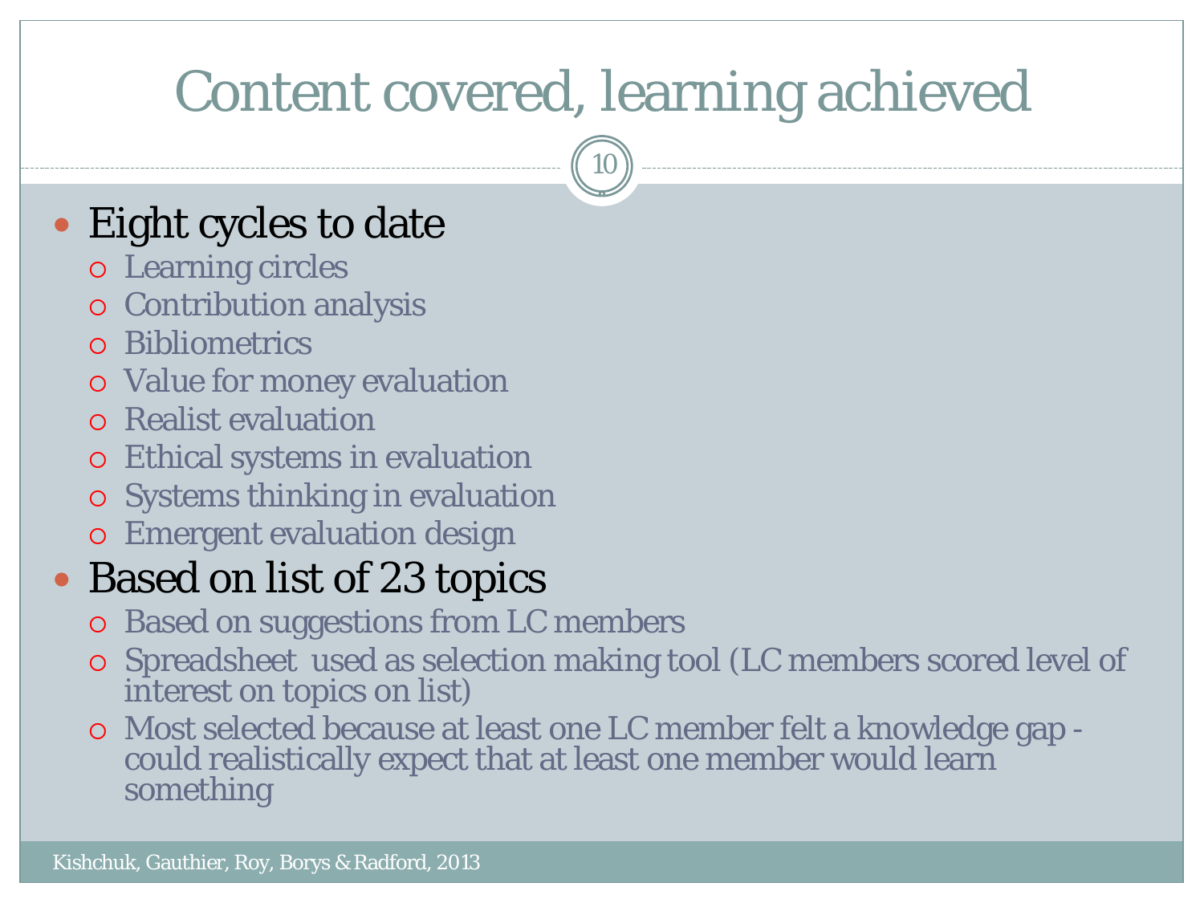# Content covered, learning achieved

- Eight cycles to date
  - Learning circles
  - Contribution analysis
  - Bibliometrics
  - Value for money evaluation
  - Realist evaluation
  - Ethical systems in evaluation
  - Systems thinking in evaluation
  - Emergent evaluation design
- Based on list of 23 topics
  - Based on suggestions from LC members
  - Spreadsheet used as selection making tool (LC members scored level of interest on topics on list)
  - Most selected because at least one LC member felt a knowledge gap - could realistically expect that at least one member would learn something

Kishchuk, Gauthier, Roy, Borys & Radford, 2013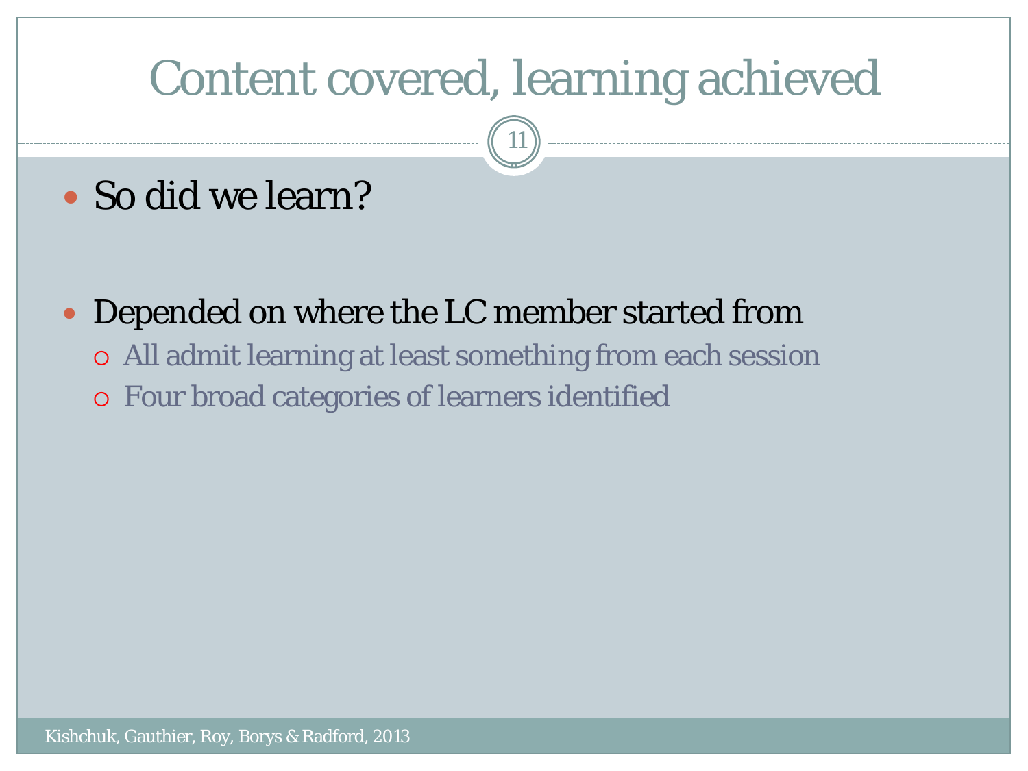# Content covered, learning achieved

- So did we learn?

- Depended on where the LC member started from
  - All admit learning at least something from each session
  - Four broad categories of learners identified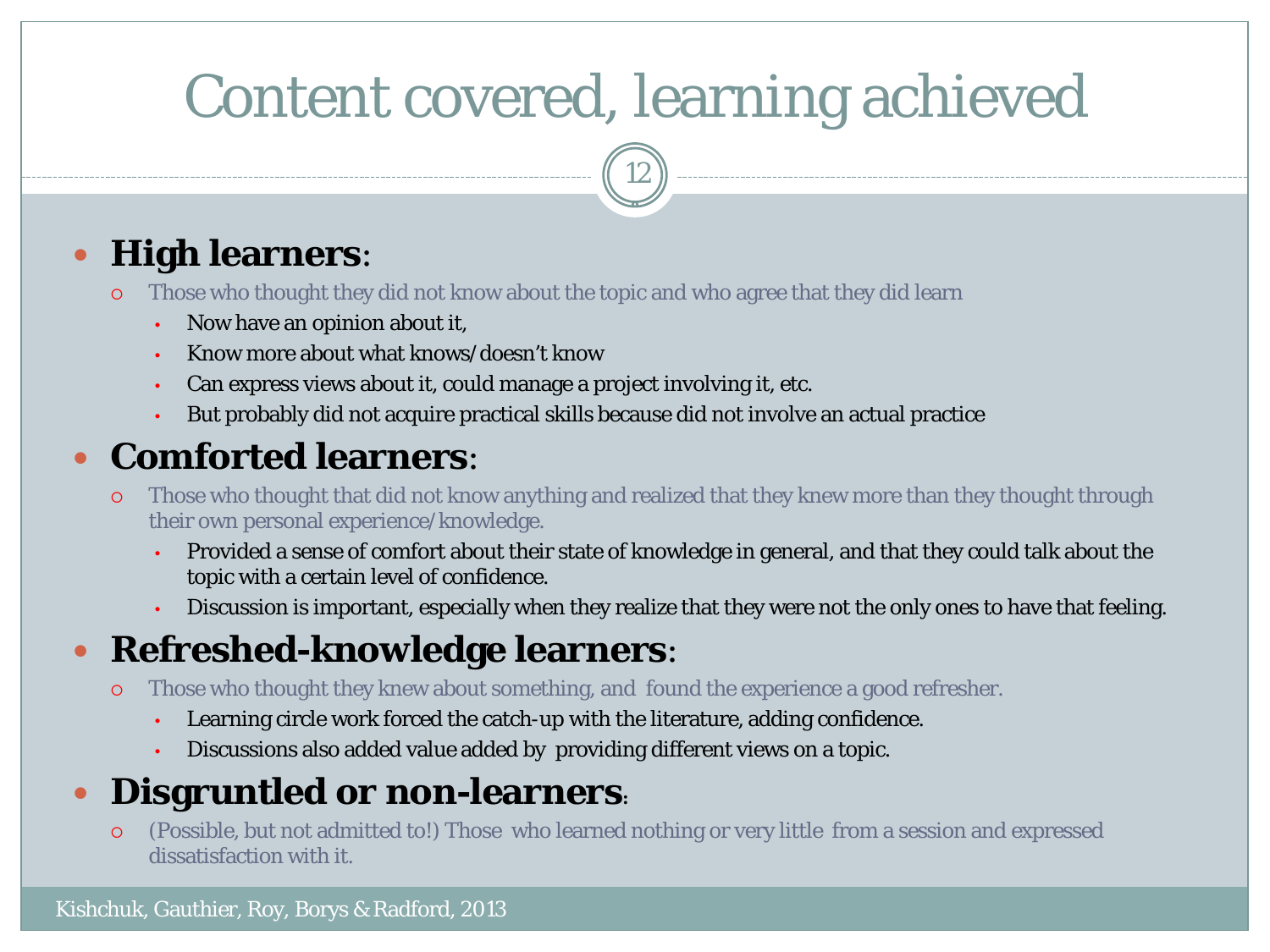# Content covered, learning achieved

- **High learners**:
  - Those who thought they did not know about the topic and who agree that they did learn
    - Now have an opinion about it,
    - Know more about what knows/doesn't know
    - Can express views about it, could manage a project involving it, etc.
    - But probably did not acquire practical skills because did not involve an actual practice
- **Comforted learners**:
  - Those who thought that did not know anything and realized that they knew more than they thought through their own personal experience/knowledge.
    - Provided a sense of comfort about their state of knowledge in general, and that they could talk about the topic with a certain level of confidence.
    - Discussion is important, especially when they realize that they were not the only ones to have that feeling.
- **Refreshed-knowledge learners**:
  - Those who thought they knew about something, and found the experience a good refresher.
    - Learning circle work forced the catch-up with the literature, adding confidence.
    - Discussions also added value added by providing different views on a topic.
- **Disgruntled or non-learners**:
  - (Possible, but not admitted to!) Those who learned nothing or very little from a session and expressed dissatisfaction with it.

Kishchuk, Gauthier, Roy, Borys & Radford, 2013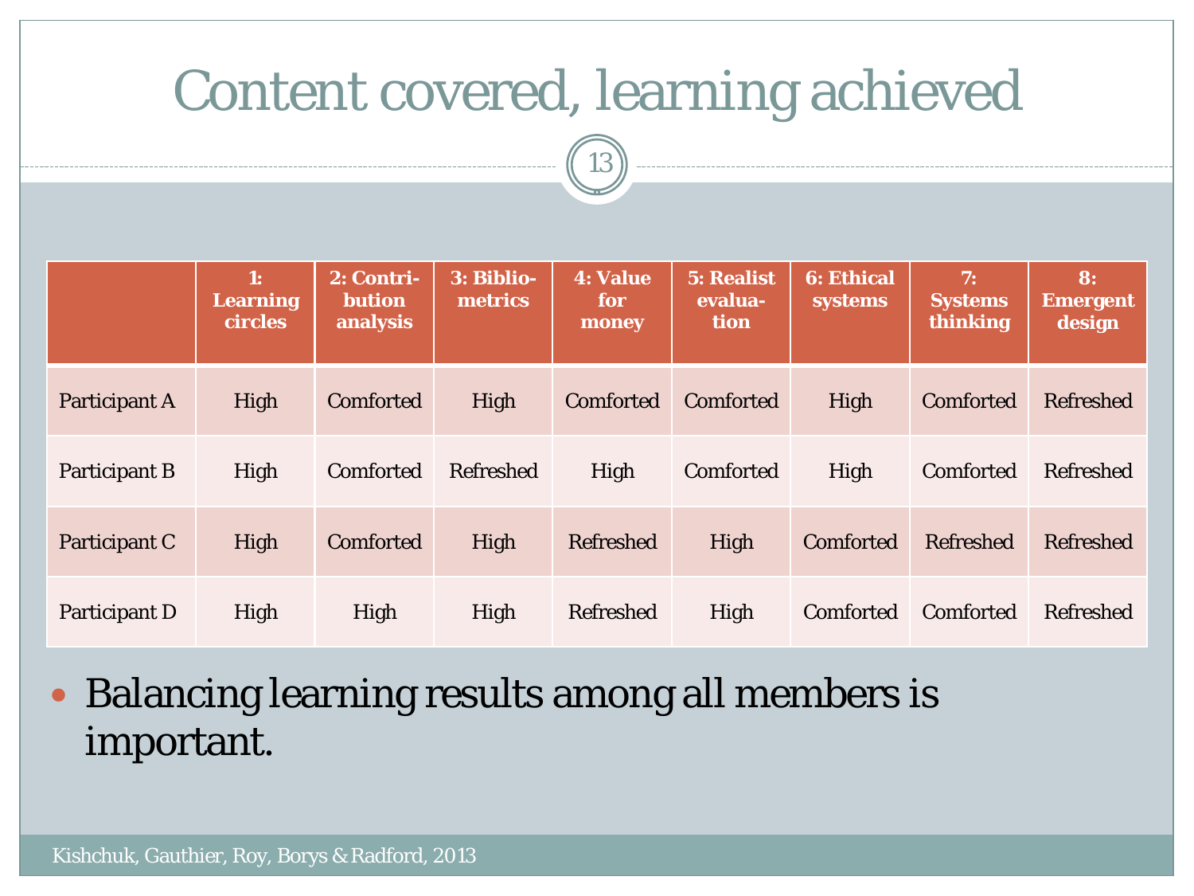# Content covered, learning achieved

| | 1: Learning circles | 2: Contribution analysis | 3: Bibliometrics | 4: Value for money | 5: Realist evaluation | 6: Ethical systems | 7: Systems thinking | 8: Emergent design |
|---|---|---|---|---|---|---|---|---|
| Participant A | High | Comforted | High | Comforted | Comforted | High | Comforted | Refreshed |
| Participant B | High | Comforted | Refreshed | High | Comforted | High | Comforted | Refreshed |
| Participant C | High | Comforted | High | Refreshed | High | Comforted | Refreshed | Refreshed |
| Participant D | High | High | High | Refreshed | High | Comforted | Comforted | Refreshed |

- Balancing learning results among all members is important.

Kishchuk, Gauthier, Roy, Borys & Radford, 2013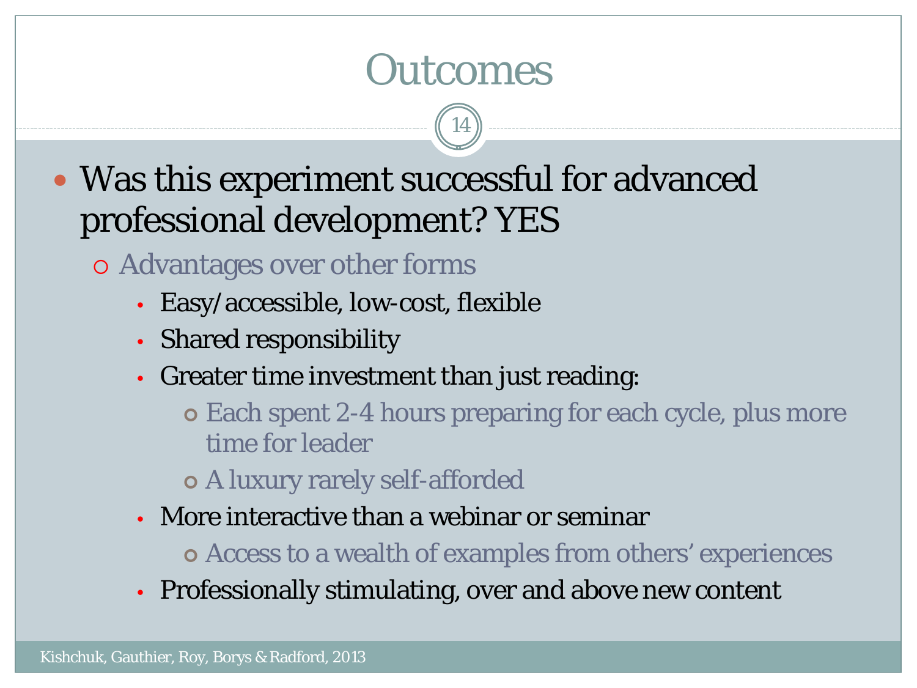# Outcomes

- Was this experiment successful for advanced professional development? YES
  - Advantages over other forms
    - Easy/accessible, low-cost, flexible
    - Shared responsibility
    - Greater time investment than just reading:
      - Each spent 2-4 hours preparing for each cycle, plus more time for leader
      - A luxury rarely self-afforded
    - More interactive than a webinar or seminar
      - Access to a wealth of examples from others' experiences
    - Professionally stimulating, over and above new content

Kishchuk, Gauthier, Roy, Borys & Radford, 2013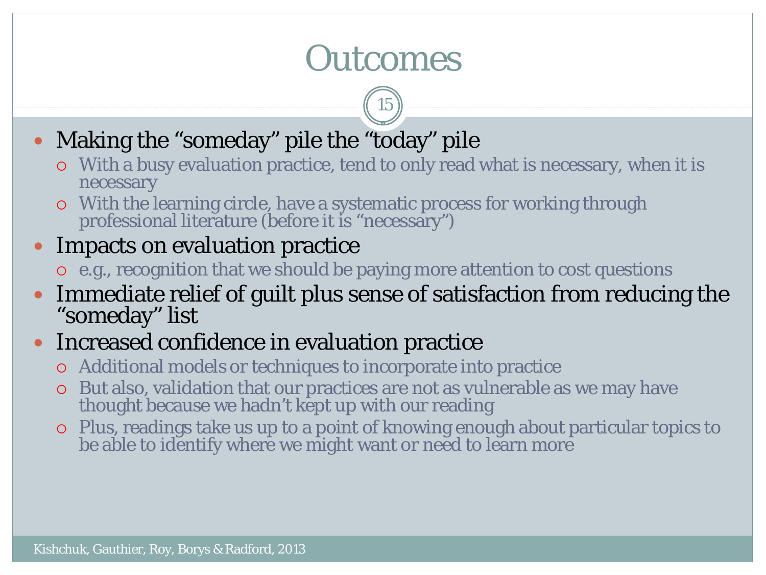# Outcomes

- Making the “someday” pile the “today” pile
  - With a busy evaluation practice, tend to only read what is necessary, when it is necessary
  - With the learning circle, have a systematic process for working through professional literature (before it is “necessary”)
- Impacts on evaluation practice
  - e.g., recognition that we should be paying more attention to cost questions
- Immediate relief of guilt plus sense of satisfaction from reducing the “someday” list
- Increased confidence in evaluation practice
  - Additional models or techniques to incorporate into practice
  - But also, validation that our practices are not as vulnerable as we may have thought because we hadn’t kept up with our reading
  - Plus, readings take us up to a point of knowing enough about particular topics to be able to identify where we might want or need to learn more

Kishchuk, Gauthier, Roy, Borys & Radford, 2013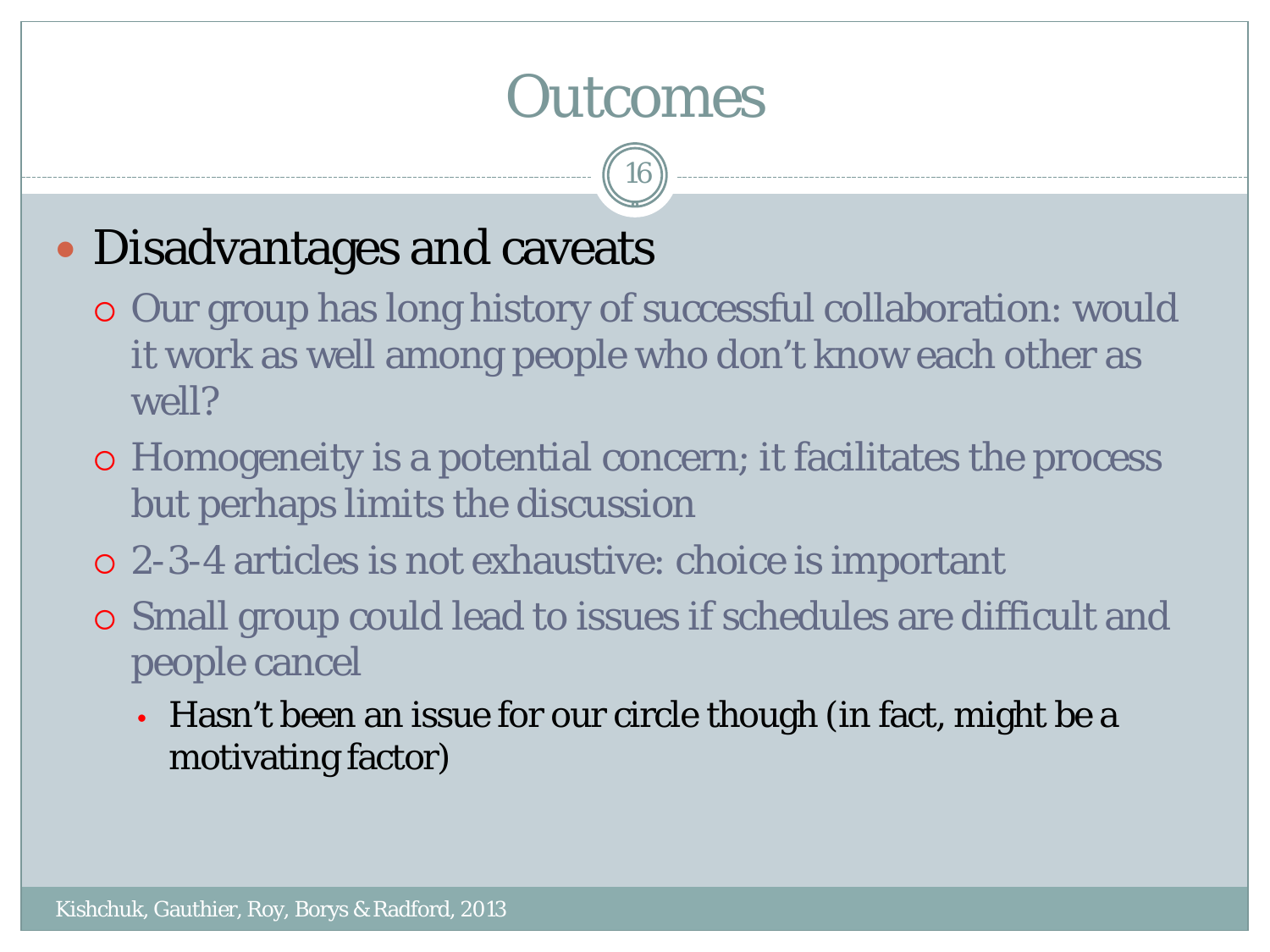# Outcomes

- Disadvantages and caveats
  - Our group has long history of successful collaboration: would it work as well among people who don't know each other as well?
  - Homogeneity is a potential concern; it facilitates the process but perhaps limits the discussion
  - 2-3-4 articles is not exhaustive: choice is important
  - Small group could lead to issues if schedules are difficult and people cancel
    - Hasn't been an issue for our circle though (in fact, might be a motivating factor)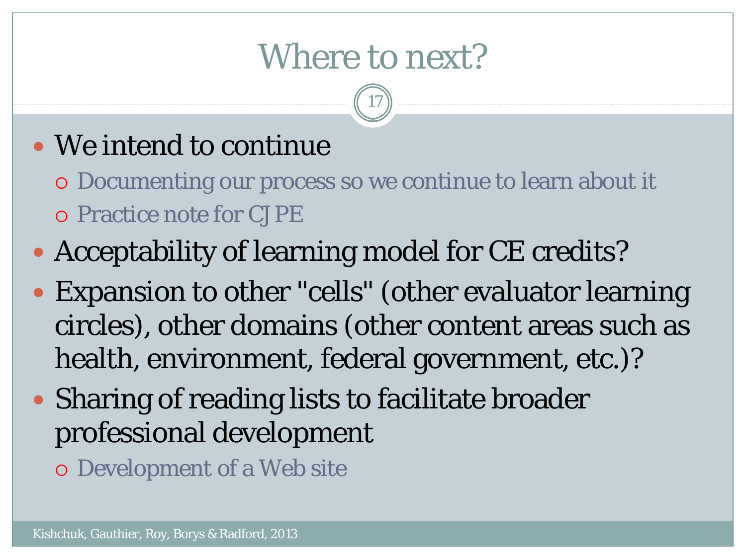# Where to next?

- We intend to continue
  - Documenting our process so we continue to learn about it
  - Practice note for CJPE
- Acceptability of learning model for CE credits?
- Expansion to other "cells" (other evaluator learning circles), other domains (other content areas such as health, environment, federal government, etc.)?
- Sharing of reading lists to facilitate broader professional development
  - Development of a Web site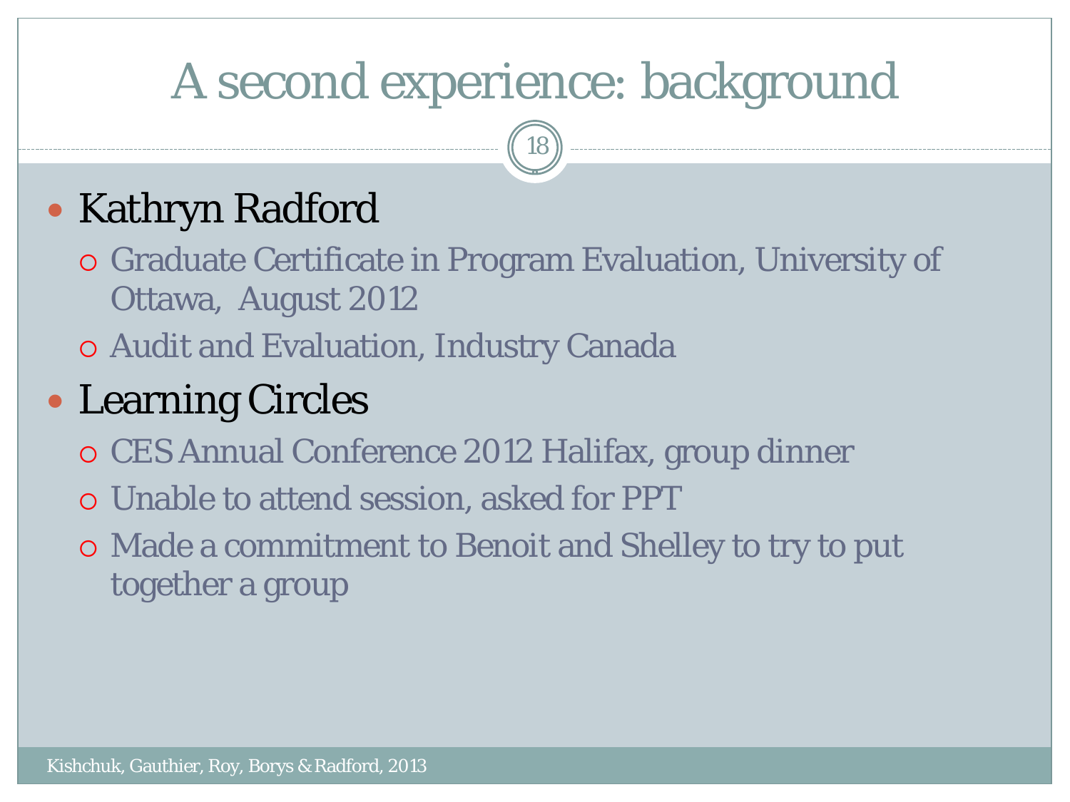# A second experience: background

- Kathryn Radford
  - Graduate Certificate in Program Evaluation, University of Ottawa, August 2012
  - Audit and Evaluation, Industry Canada
- Learning Circles
  - CES Annual Conference 2012 Halifax, group dinner
  - Unable to attend session, asked for PPT
  - Made a commitment to Benoit and Shelley to try to put together a group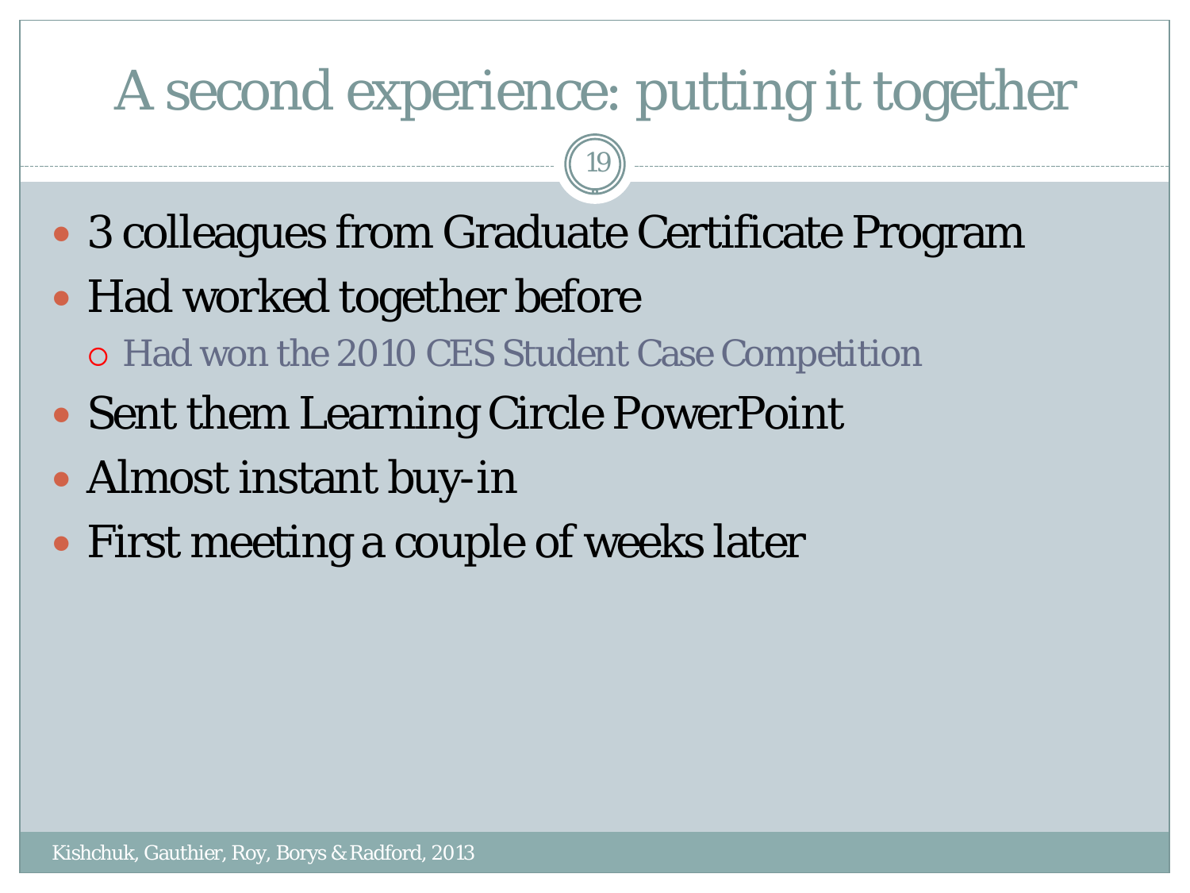# A second experience: putting it together

- 3 colleagues from Graduate Certificate Program
- Had worked together before
  - Had won the 2010 CES Student Case Competition
- Sent them Learning Circle PowerPoint
- Almost instant buy-in
- First meeting a couple of weeks later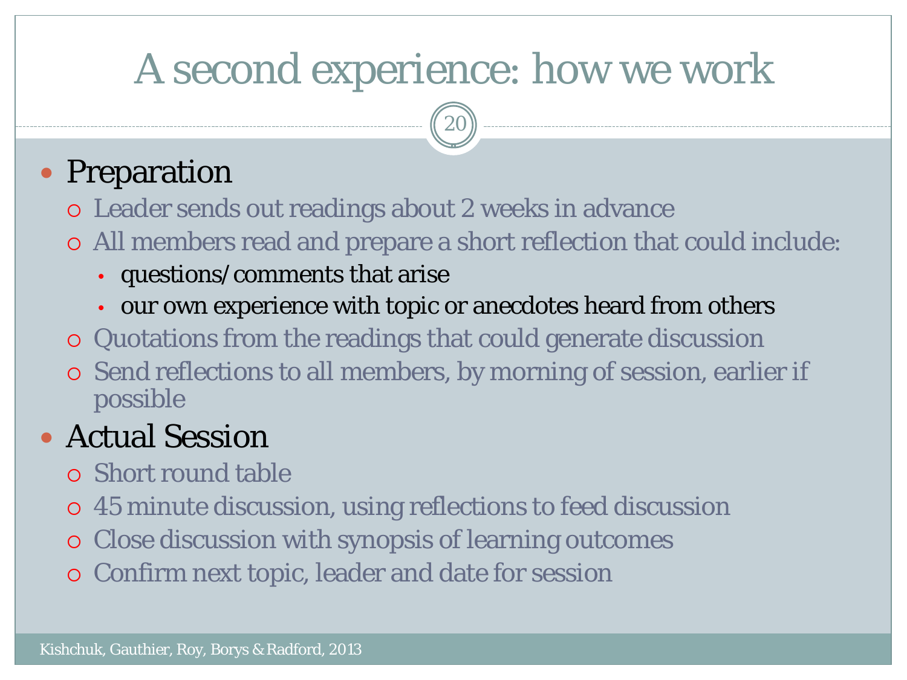# A second experience: how we work

- Preparation
  - Leader sends out readings about 2 weeks in advance
  - All members read and prepare a short reflection that could include:
    - questions/comments that arise
    - our own experience with topic or anecdotes heard from others
  - Quotations from the readings that could generate discussion
  - Send reflections to all members, by morning of session, earlier if possible
- Actual Session
  - Short round table
  - 45 minute discussion, using reflections to feed discussion
  - Close discussion with synopsis of learning outcomes
  - Confirm next topic, leader and date for session

Kishchuk, Gauthier, Roy, Borys & Radford, 2013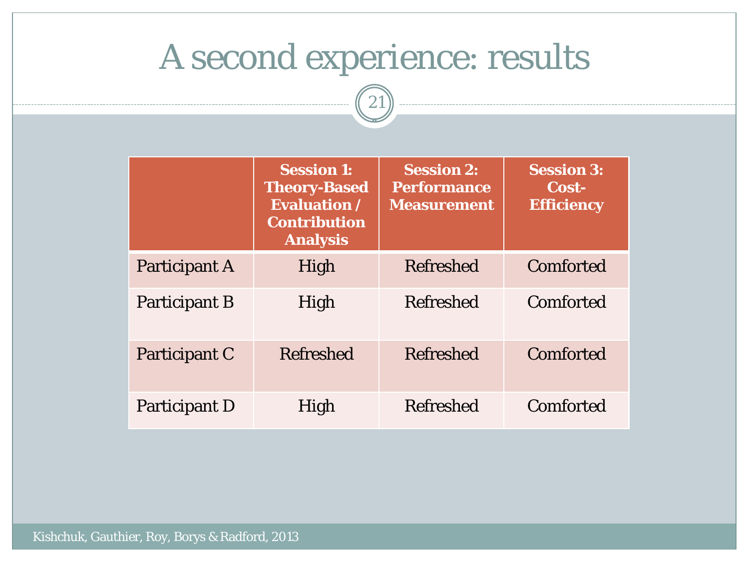# A second experience: results

| | Session 1: Theory-Based Evaluation / Contribution Analysis | Session 2: Performance Measurement | Session 3: Cost-Efficiency |
|---|---|---|---|
| Participant A | High | Refreshed | Comforted |
| Participant B | High | Refreshed | Comforted |
| Participant C | Refreshed | Refreshed | Comforted |
| Participant D | High | Refreshed | Comforted |

Kishchuk, Gauthier, Roy, Borys & Radford, 2013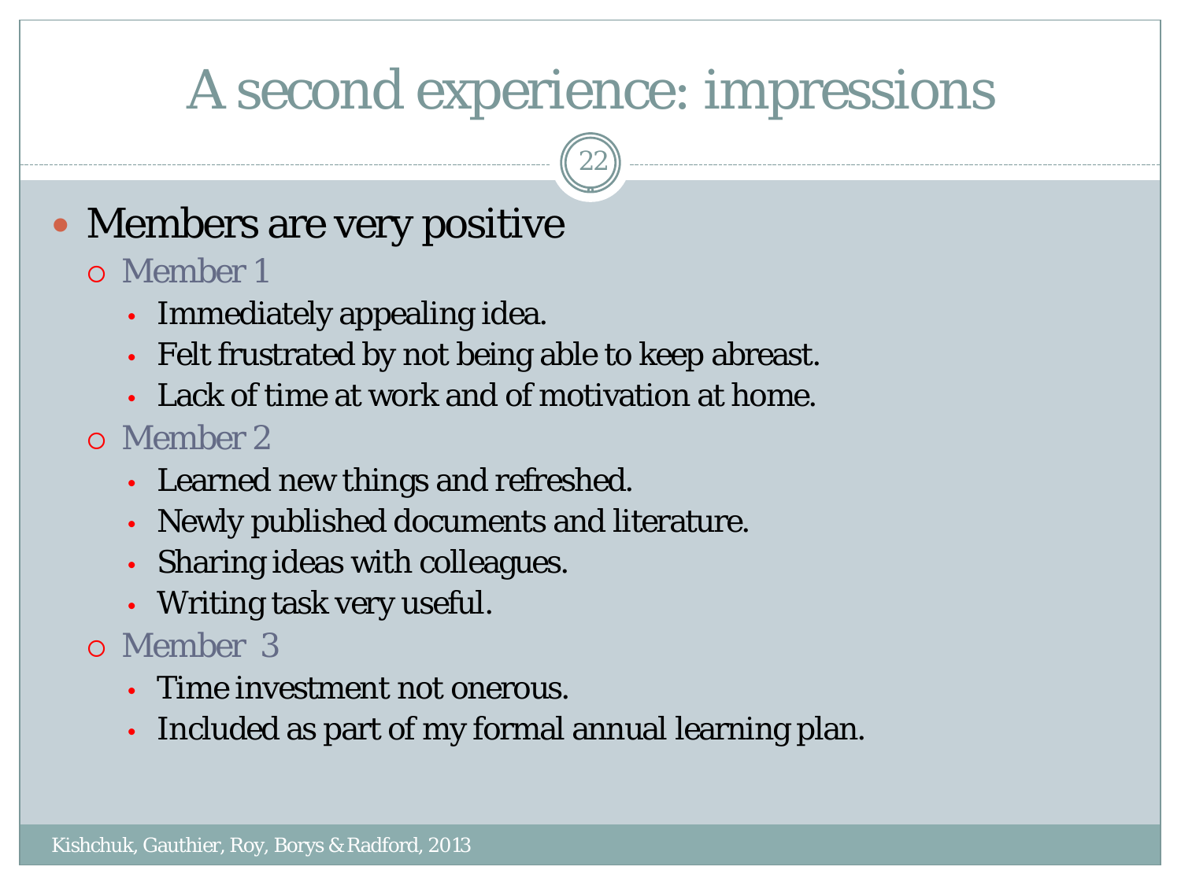# A second experience: impressions

- Members are very positive
  - Member 1
    - Immediately appealing idea.
    - Felt frustrated by not being able to keep abreast.
    - Lack of time at work and of motivation at home.
  - Member 2
    - Learned new things and refreshed.
    - Newly published documents and literature.
    - Sharing ideas with colleagues.
    - Writing task very useful.
  - Member 3
    - Time investment not onerous.
    - Included as part of my formal annual learning plan.

Kishchuk, Gauthier, Roy, Borys & Radford, 2013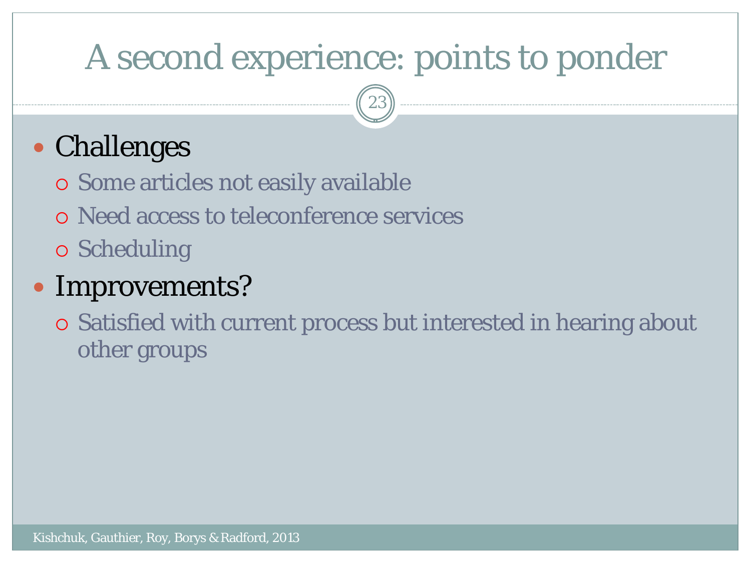# A second experience: points to ponder

- Challenges
  - Some articles not easily available
  - Need access to teleconference services
  - Scheduling
- Improvements?
  - Satisfied with current process but interested in hearing about other groups

Kishchuk, Gauthier, Roy, Borys & Radford, 2013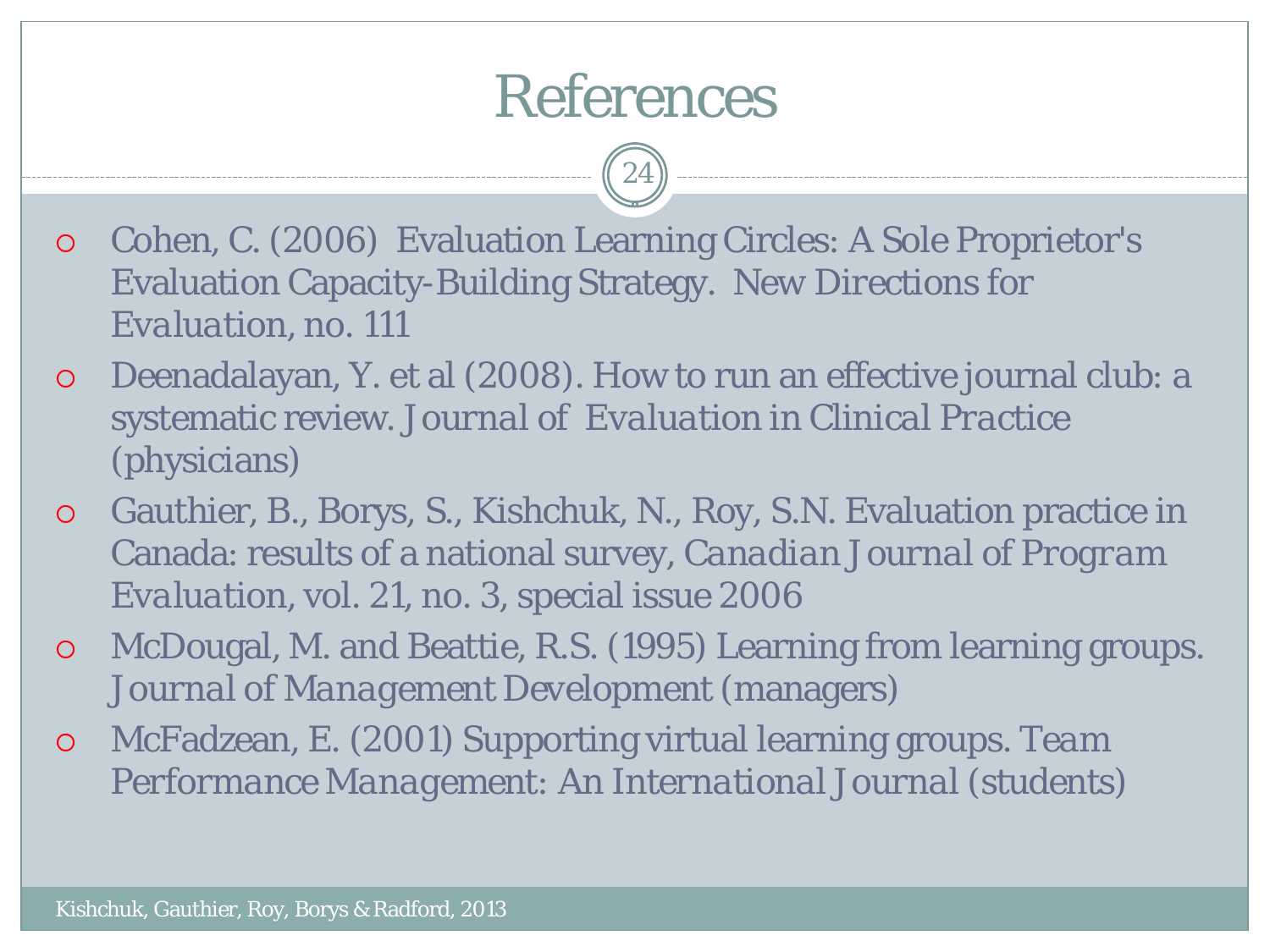# References

- Cohen, C. (2006) Evaluation Learning Circles: A Sole Proprietor's Evaluation Capacity-Building Strategy. *New Directions for Evaluation*, no. 111
- Deenadalayan, Y. et al (2008). How to run an effective journal club: a systematic review. *Journal of Evaluation in Clinical Practice* (physicians)
- Gauthier, B., Borys, S., Kishchuk, N., Roy, S.N. Evaluation practice in Canada: results of a national survey, *Canadian Journal of Program Evaluation*, vol. 21, no. 3, special issue 2006
- McDougal, M. and Beattie, R.S. (1995) Learning from learning groups. *Journal of Management Development* (managers)
- McFadzean, E. (2001) Supporting virtual learning groups. *Team Performance Management: An International Journal* (students)

Kishchuk, Gauthier, Roy, Borys & Radford, 2013